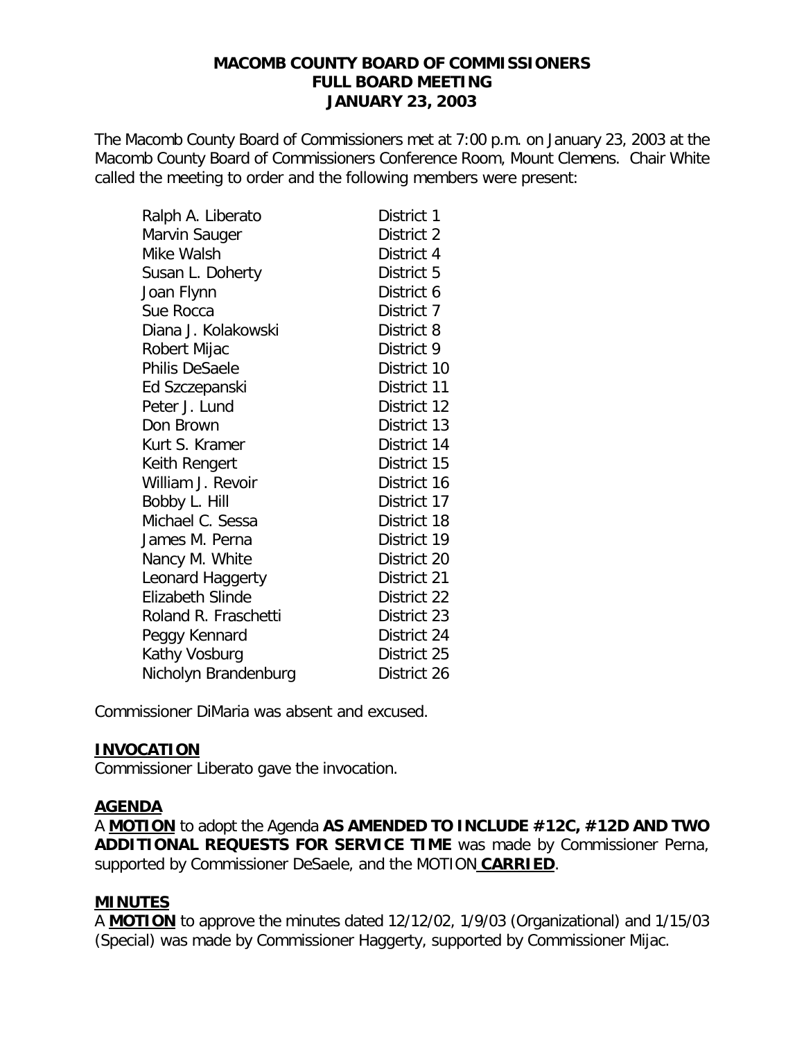# MACOMB COUNTY BOARD OF COMMISSIONERS
## FULL BOARD MEETING
## JANUARY 23, 2003

The Macomb County Board of Commissioners met at 7:00 p.m. on January 23, 2003 at the Macomb County Board of Commissioners Conference Room, Mount Clemens. Chair White called the meeting to order and the following members were present:

| | |
|---|---|
| Ralph A. Liberato | District 1 |
| Marvin Sauger | District 2 |
| Mike Walsh | District 4 |
| Susan L. Doherty | District 5 |
| Joan Flynn | District 6 |
| Sue Rocca | District 7 |
| Diana J. Kolakowski | District 8 |
| Robert Mijac | District 9 |
| Philis DeSaele | District 10 |
| Ed Szczepanski | District 11 |
| Peter J. Lund | District 12 |
| Don Brown | District 13 |
| Kurt S. Kramer | District 14 |
| Keith Rengert | District 15 |
| William J. Revoir | District 16 |
| Bobby L. Hill | District 17 |
| Michael C. Sessa | District 18 |
| James M. Perna | District 19 |
| Nancy M. White | District 20 |
| Leonard Haggerty | District 21 |
| Elizabeth Slinde | District 22 |
| Roland R. Fraschetti | District 23 |
| Peggy Kennard | District 24 |
| Kathy Vosburg | District 25 |
| Nicholyn Brandenburg | District 26 |

Commissioner DiMaria was absent and excused.

**INVOCATION**

Commissioner Liberato gave the invocation.

**AGENDA**

A **MOTION** to adopt the Agenda **AS AMENDED TO INCLUDE #12C, #12D AND TWO ADDITIONAL REQUESTS FOR SERVICE TIME** was made by Commissioner Perna, supported by Commissioner DeSaele, and the MOTION **CARRIED**.

**MINUTES**

A **MOTION** to approve the minutes dated 12/12/02, 1/9/03 (Organizational) and 1/15/03 (Special) was made by Commissioner Haggerty, supported by Commissioner Mijac.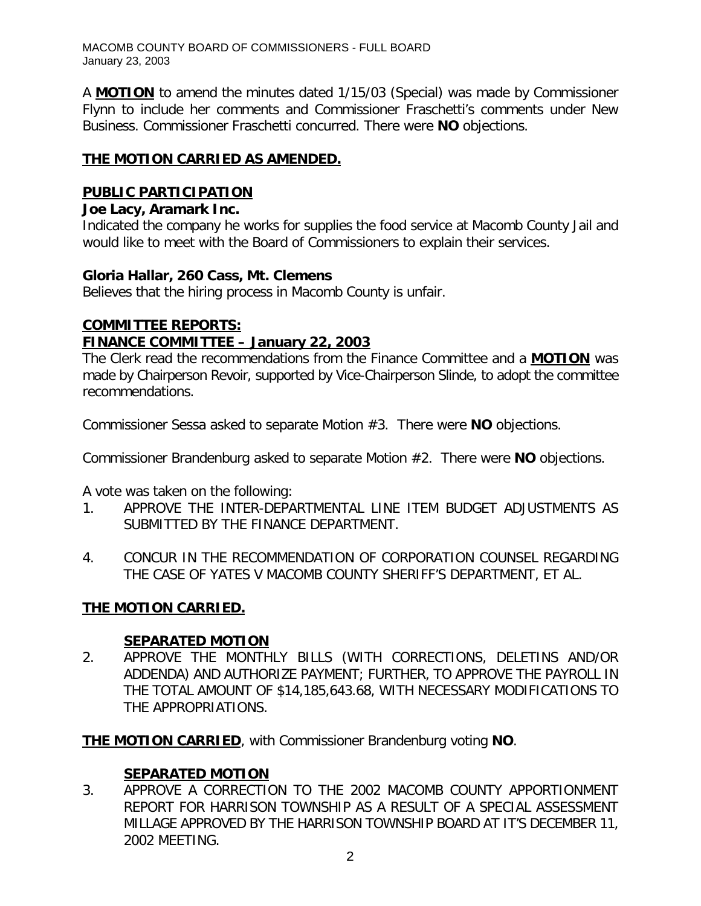A **MOTION** to amend the minutes dated 1/15/03 (Special) was made by Commissioner Flynn to include her comments and Commissioner Fraschetti's comments under New Business. Commissioner Fraschetti concurred. There were **NO** objections.

**THE MOTION CARRIED AS AMENDED.**

## PUBLIC PARTICIPATION

**Joe Lacy, Aramark Inc.**

Indicated the company he works for supplies the food service at Macomb County Jail and would like to meet with the Board of Commissioners to explain their services.

**Gloria Hallar, 260 Cass, Mt. Clemens**

Believes that the hiring process in Macomb County is unfair.

## COMMITTEE REPORTS:

## FINANCE COMMITTEE – January 22, 2003

The Clerk read the recommendations from the Finance Committee and a **MOTION** was made by Chairperson Revoir, supported by Vice-Chairperson Slinde, to adopt the committee recommendations.

Commissioner Sessa asked to separate Motion #3. There were **NO** objections.

Commissioner Brandenburg asked to separate Motion #2. There were **NO** objections.

A vote was taken on the following:

1. APPROVE THE INTER-DEPARTMENTAL LINE ITEM BUDGET ADJUSTMENTS AS SUBMITTED BY THE FINANCE DEPARTMENT.

4. CONCUR IN THE RECOMMENDATION OF CORPORATION COUNSEL REGARDING THE CASE OF YATES V MACOMB COUNTY SHERIFF'S DEPARTMENT, ET AL.

**THE MOTION CARRIED.**

**SEPARATED MOTION**

2. APPROVE THE MONTHLY BILLS (WITH CORRECTIONS, DELETINS AND/OR ADDENDA) AND AUTHORIZE PAYMENT; FURTHER, TO APPROVE THE PAYROLL IN THE TOTAL AMOUNT OF $14,185,643.68, WITH NECESSARY MODIFICATIONS TO THE APPROPRIATIONS.

**THE MOTION CARRIED**, with Commissioner Brandenburg voting **NO**.

**SEPARATED MOTION**

3. APPROVE A CORRECTION TO THE 2002 MACOMB COUNTY APPORTIONMENT REPORT FOR HARRISON TOWNSHIP AS A RESULT OF A SPECIAL ASSESSMENT MILLAGE APPROVED BY THE HARRISON TOWNSHIP BOARD AT IT'S DECEMBER 11, 2002 MEETING.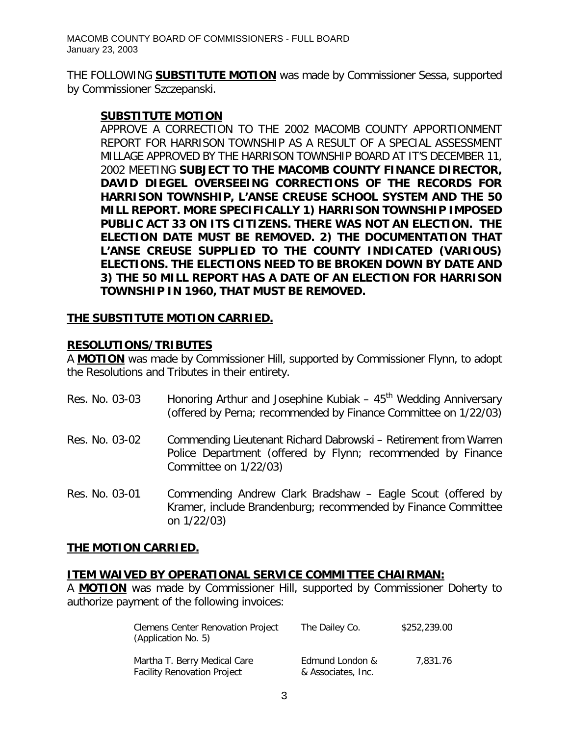THE FOLLOWING **SUBSTITUTE MOTION** was made by Commissioner Sessa, supported by Commissioner Szczepanski.

**SUBSTITUTE MOTION**

APPROVE A CORRECTION TO THE 2002 MACOMB COUNTY APPORTIONMENT REPORT FOR HARRISON TOWNSHIP AS A RESULT OF A SPECIAL ASSESSMENT MILLAGE APPROVED BY THE HARRISON TOWNSHIP BOARD AT IT'S DECEMBER 11, 2002 MEETING **SUBJECT TO THE MACOMB COUNTY FINANCE DIRECTOR, DAVID DIEGEL OVERSEEING CORRECTIONS OF THE RECORDS FOR HARRISON TOWNSHIP, L'ANSE CREUSE SCHOOL SYSTEM AND THE 50 MILL REPORT. MORE SPECIFICALLY 1) HARRISON TOWNSHIP IMPOSED PUBLIC ACT 33 ON ITS CITIZENS. THERE WAS NOT AN ELECTION. THE ELECTION DATE MUST BE REMOVED. 2) THE DOCUMENTATION THAT L'ANSE CREUSE SUPPLIED TO THE COUNTY INDICATED (VARIOUS) ELECTIONS. THE ELECTIONS NEED TO BE BROKEN DOWN BY DATE AND 3) THE 50 MILL REPORT HAS A DATE OF AN ELECTION FOR HARRISON TOWNSHIP IN 1960, THAT MUST BE REMOVED.**

**THE SUBSTITUTE MOTION CARRIED.**

## RESOLUTIONS/TRIBUTES

A **MOTION** was made by Commissioner Hill, supported by Commissioner Flynn, to adopt the Resolutions and Tributes in their entirety.

| | |
|---|---|
| Res. No. 03-03 | Honoring Arthur and Josephine Kubiak – 45th Wedding Anniversary (offered by Perna; recommended by Finance Committee on 1/22/03) |
| Res. No. 03-02 | Commending Lieutenant Richard Dabrowski – Retirement from Warren Police Department (offered by Flynn; recommended by Finance Committee on 1/22/03) |
| Res. No. 03-01 | Commending Andrew Clark Bradshaw – Eagle Scout (offered by Kramer, include Brandenburg; recommended by Finance Committee on 1/22/03) |

**THE MOTION CARRIED.**

## ITEM WAIVED BY OPERATIONAL SERVICE COMMITTEE CHAIRMAN:

A **MOTION** was made by Commissioner Hill, supported by Commissioner Doherty to authorize payment of the following invoices:

| | | |
|---|---|---|
| Clemens Center Renovation Project (Application No. 5) | The Dailey Co. | $252,239.00 |
| Martha T. Berry Medical Care Facility Renovation Project | Edmund London & & Associates, Inc. | 7,831.76 |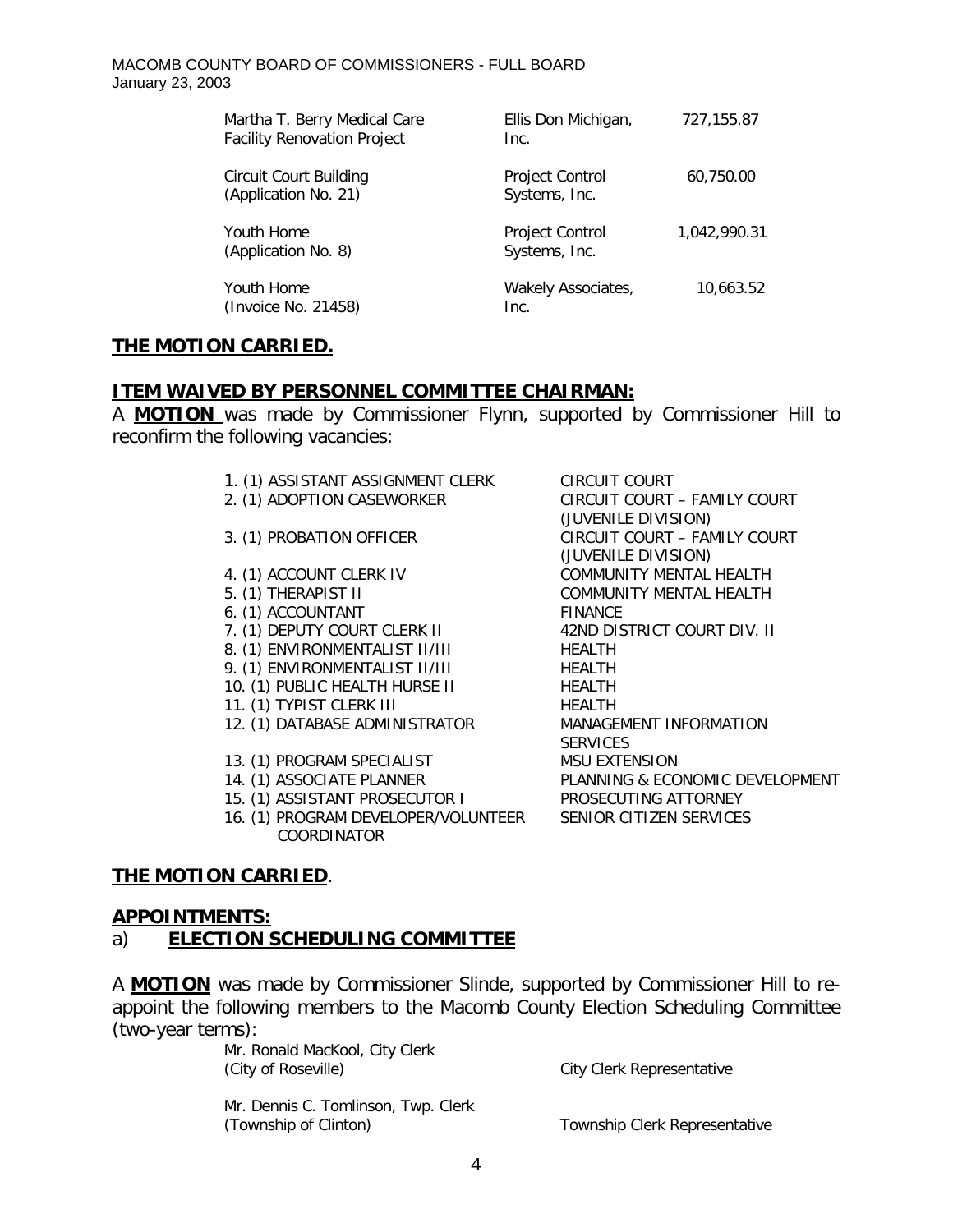| | | |
|---|---|---|
| Martha T. Berry Medical Care Facility Renovation Project | Ellis Don Michigan, Inc. | 727,155.87 |
| Circuit Court Building (Application No. 21) | Project Control Systems, Inc. | 60,750.00 |
| Youth Home (Application No. 8) | Project Control Systems, Inc. | 1,042,990.31 |
| Youth Home (Invoice No. 21458) | Wakely Associates, Inc. | 10,663.52 |

**THE MOTION CARRIED.**

**ITEM WAIVED BY PERSONNEL COMMITTEE CHAIRMAN:**

A **MOTION** was made by Commissioner Flynn, supported by Commissioner Hill to reconfirm the following vacancies:

| | |
|---|---|
| 1. (1) ASSISTANT ASSIGNMENT CLERK | CIRCUIT COURT |
| 2. (1) ADOPTION CASEWORKER | CIRCUIT COURT – FAMILY COURT (JUVENILE DIVISION) |
| 3. (1) PROBATION OFFICER | CIRCUIT COURT – FAMILY COURT (JUVENILE DIVISION) |
| 4. (1) ACCOUNT CLERK IV | COMMUNITY MENTAL HEALTH |
| 5. (1) THERAPIST II | COMMUNITY MENTAL HEALTH |
| 6. (1) ACCOUNTANT | FINANCE |
| 7. (1) DEPUTY COURT CLERK II | 42ND DISTRICT COURT DIV. II |
| 8. (1) ENVIRONMENTALIST II/III | HEALTH |
| 9. (1) ENVIRONMENTALIST II/III | HEALTH |
| 10. (1) PUBLIC HEALTH HURSE II | HEALTH |
| 11. (1) TYPIST CLERK III | HEALTH |
| 12. (1) DATABASE ADMINISTRATOR | MANAGEMENT INFORMATION SERVICES |
| 13. (1) PROGRAM SPECIALIST | MSU EXTENSION |
| 14. (1) ASSOCIATE PLANNER | PLANNING & ECONOMIC DEVELOPMENT |
| 15. (1) ASSISTANT PROSECUTOR I | PROSECUTING ATTORNEY |
| 16. (1) PROGRAM DEVELOPER/VOLUNTEER COORDINATOR | SENIOR CITIZEN SERVICES |

**THE MOTION CARRIED**.

**APPOINTMENTS:**

a) **ELECTION SCHEDULING COMMITTEE**

A **MOTION** was made by Commissioner Slinde, supported by Commissioner Hill to re-appoint the following members to the Macomb County Election Scheduling Committee (two-year terms):

| | |
|---|---|
| Mr. Ronald MacKool, City Clerk (City of Roseville) | City Clerk Representative |
| Mr. Dennis C. Tomlinson, Twp. Clerk (Township of Clinton) | Township Clerk Representative |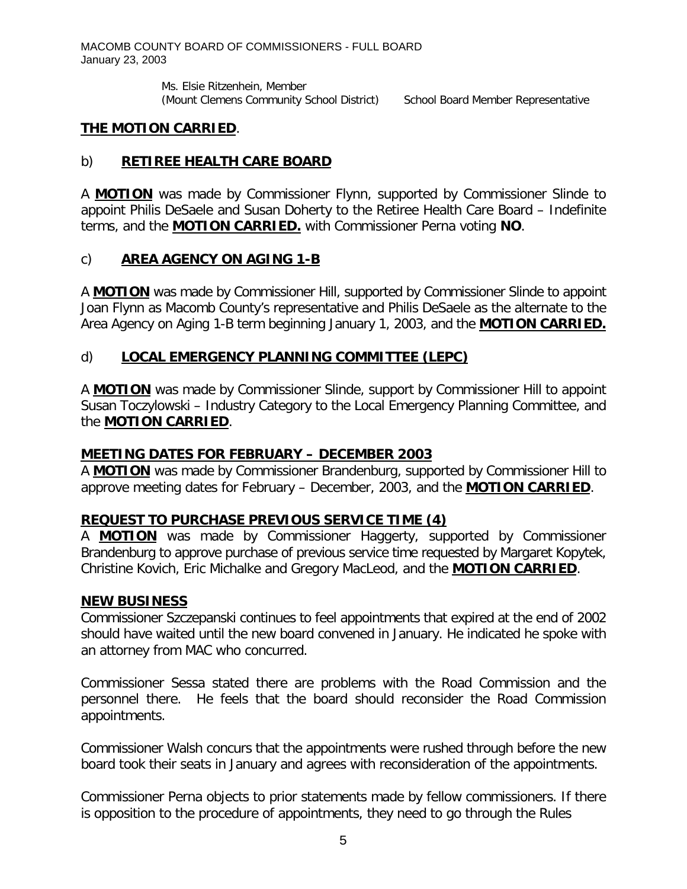Ms. Elsie Ritzenhein, Member
(Mount Clemens Community School District) School Board Member Representative

**THE MOTION CARRIED**.

b) **RETIREE HEALTH CARE BOARD**

A **MOTION** was made by Commissioner Flynn, supported by Commissioner Slinde to appoint Philis DeSaele and Susan Doherty to the Retiree Health Care Board – Indefinite terms, and the **MOTION CARRIED.** with Commissioner Perna voting **NO**.

c) **AREA AGENCY ON AGING 1-B**

A **MOTION** was made by Commissioner Hill, supported by Commissioner Slinde to appoint Joan Flynn as Macomb County's representative and Philis DeSaele as the alternate to the Area Agency on Aging 1-B term beginning January 1, 2003, and the **MOTION CARRIED.**

d) **LOCAL EMERGENCY PLANNING COMMITTEE (LEPC)**

A **MOTION** was made by Commissioner Slinde, support by Commissioner Hill to appoint Susan Toczylowski – Industry Category to the Local Emergency Planning Committee, and the **MOTION CARRIED**.

**MEETING DATES FOR FEBRUARY – DECEMBER 2003**

A **MOTION** was made by Commissioner Brandenburg, supported by Commissioner Hill to approve meeting dates for February – December, 2003, and the **MOTION CARRIED**.

**REQUEST TO PURCHASE PREVIOUS SERVICE TIME (4)**

A **MOTION** was made by Commissioner Haggerty, supported by Commissioner Brandenburg to approve purchase of previous service time requested by Margaret Kopytek, Christine Kovich, Eric Michalke and Gregory MacLeod, and the **MOTION CARRIED**.

**NEW BUSINESS**

Commissioner Szczepanski continues to feel appointments that expired at the end of 2002 should have waited until the new board convened in January. He indicated he spoke with an attorney from MAC who concurred.

Commissioner Sessa stated there are problems with the Road Commission and the personnel there. He feels that the board should reconsider the Road Commission appointments.

Commissioner Walsh concurs that the appointments were rushed through before the new board took their seats in January and agrees with reconsideration of the appointments.

Commissioner Perna objects to prior statements made by fellow commissioners. If there is opposition to the procedure of appointments, they need to go through the Rules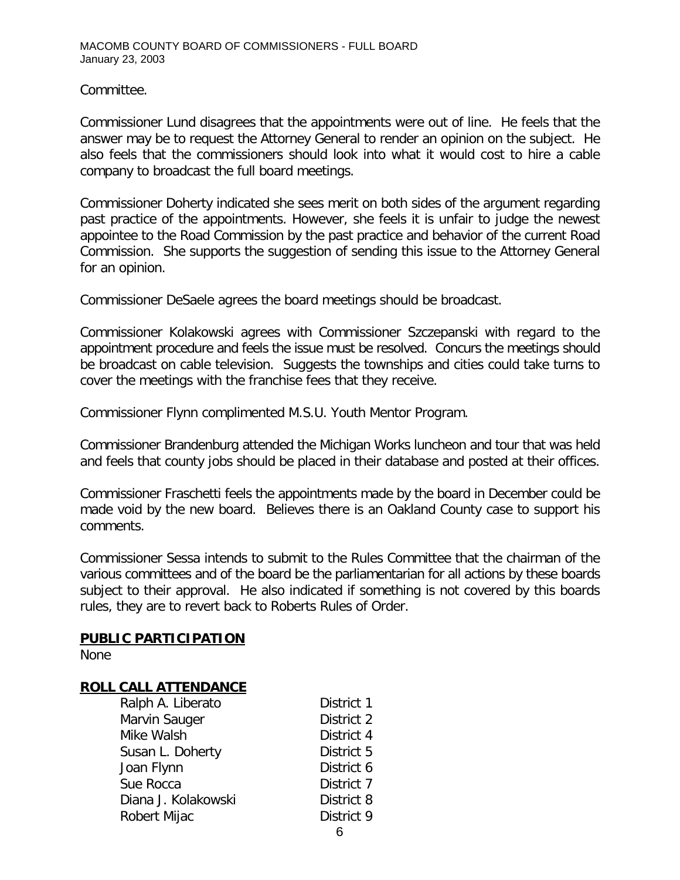Committee.

Commissioner Lund disagrees that the appointments were out of line. He feels that the answer may be to request the Attorney General to render an opinion on the subject. He also feels that the commissioners should look into what it would cost to hire a cable company to broadcast the full board meetings.

Commissioner Doherty indicated she sees merit on both sides of the argument regarding past practice of the appointments. However, she feels it is unfair to judge the newest appointee to the Road Commission by the past practice and behavior of the current Road Commission. She supports the suggestion of sending this issue to the Attorney General for an opinion.

Commissioner DeSaele agrees the board meetings should be broadcast.

Commissioner Kolakowski agrees with Commissioner Szczepanski with regard to the appointment procedure and feels the issue must be resolved. Concurs the meetings should be broadcast on cable television. Suggests the townships and cities could take turns to cover the meetings with the franchise fees that they receive.

Commissioner Flynn complimented M.S.U. Youth Mentor Program.

Commissioner Brandenburg attended the Michigan Works luncheon and tour that was held and feels that county jobs should be placed in their database and posted at their offices.

Commissioner Fraschetti feels the appointments made by the board in December could be made void by the new board. Believes there is an Oakland County case to support his comments.

Commissioner Sessa intends to submit to the Rules Committee that the chairman of the various committees and of the board be the parliamentarian for all actions by these boards subject to their approval. He also indicated if something is not covered by this boards rules, they are to revert back to Roberts Rules of Order.

**PUBLIC PARTICIPATION**

None

**ROLL CALL ATTENDANCE**

| | |
|---|---|
| Ralph A. Liberato | District 1 |
| Marvin Sauger | District 2 |
| Mike Walsh | District 4 |
| Susan L. Doherty | District 5 |
| Joan Flynn | District 6 |
| Sue Rocca | District 7 |
| Diana J. Kolakowski | District 8 |
| Robert Mijac | District 9 |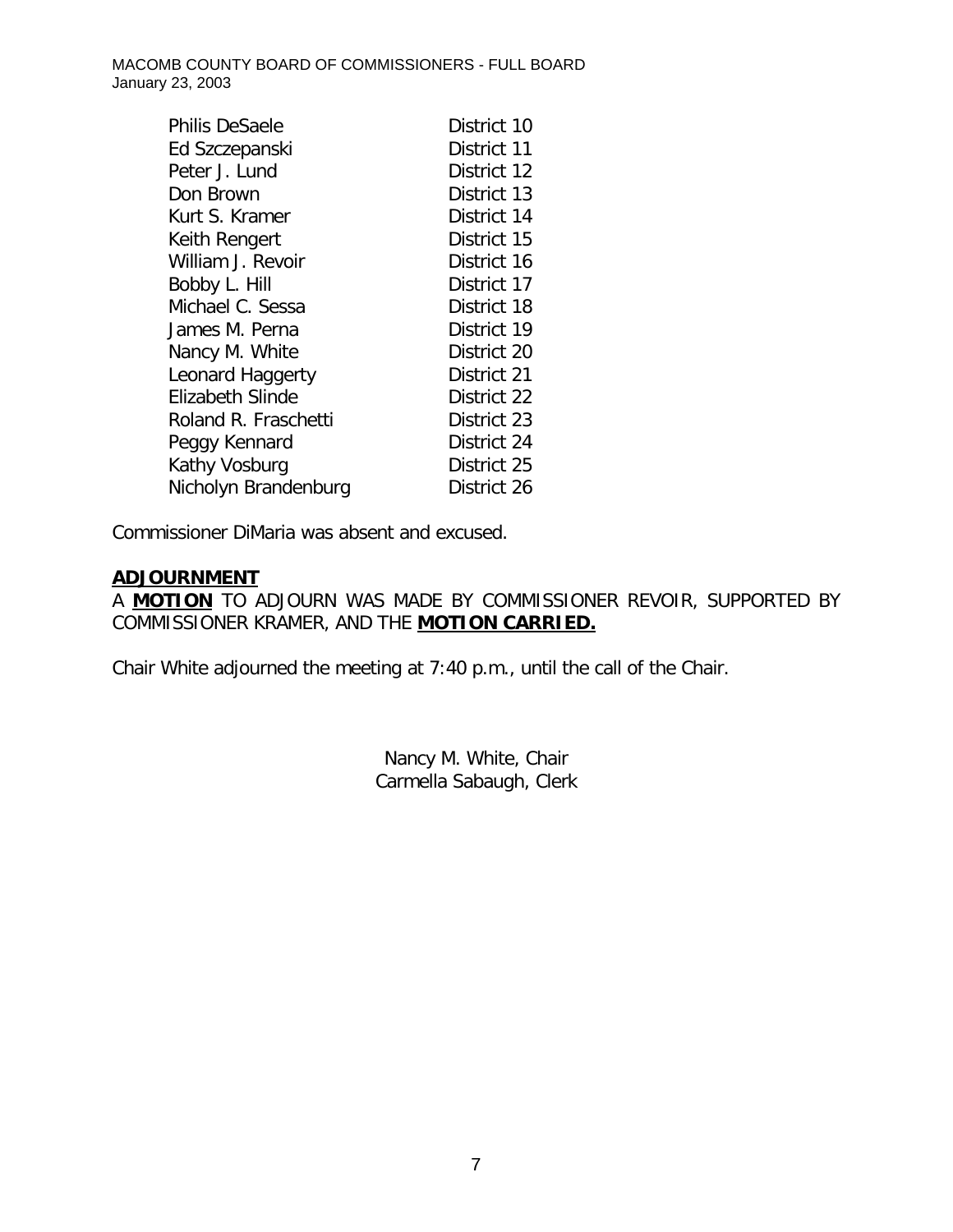| | |
|---|---|
| Philis DeSaele | District 10 |
| Ed Szczepanski | District 11 |
| Peter J. Lund | District 12 |
| Don Brown | District 13 |
| Kurt S. Kramer | District 14 |
| Keith Rengert | District 15 |
| William J. Revoir | District 16 |
| Bobby L. Hill | District 17 |
| Michael C. Sessa | District 18 |
| James M. Perna | District 19 |
| Nancy M. White | District 20 |
| Leonard Haggerty | District 21 |
| Elizabeth Slinde | District 22 |
| Roland R. Fraschetti | District 23 |
| Peggy Kennard | District 24 |
| Kathy Vosburg | District 25 |
| Nicholyn Brandenburg | District 26 |

Commissioner DiMaria was absent and excused.

**ADJOURNMENT**

A **MOTION** TO ADJOURN WAS MADE BY COMMISSIONER REVOIR, SUPPORTED BY COMMISSIONER KRAMER, AND THE **MOTION CARRIED.**

Chair White adjourned the meeting at 7:40 p.m., until the call of the Chair.

Nancy M. White, Chair
Carmella Sabaugh, Clerk